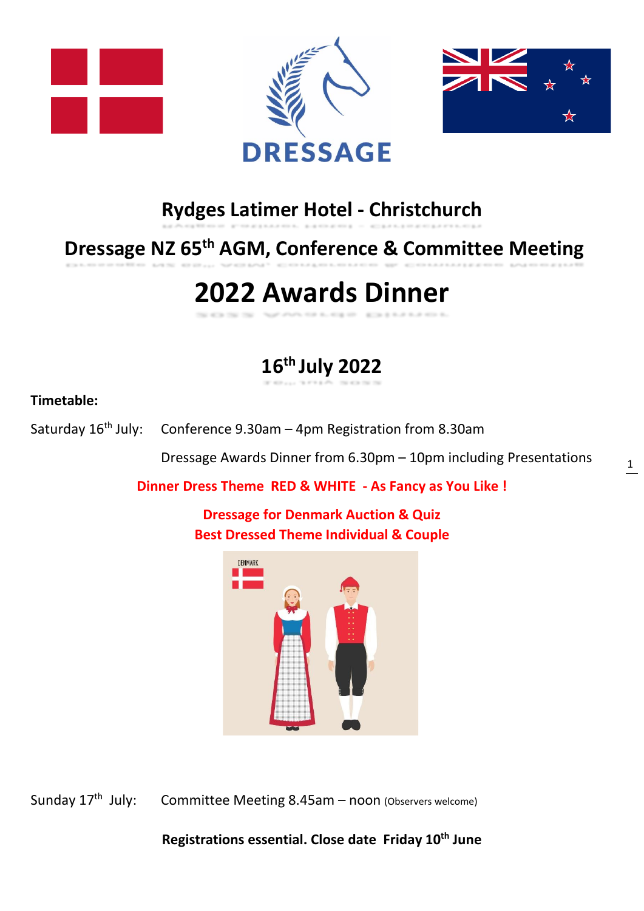DRESSAGE

# Rydges Latimer Hotel - Christchurch

## Dressage NZ 65th AGM, Conference & Committee Meeting

# 2022 Awards Dinner

## 16th July 2022

**Timetable:**

Saturday 16th July: Conference 9.30am – 4pm Registration from 8.30am

Dressage Awards Dinner from 6.30pm – 10pm including Presentations

**Dinner Dress Theme RED & WHITE - As Fancy as You Like !**

**Dressage for Denmark Auction & Quiz**
**Best Dressed Theme Individual & Couple**

DENMARK

Sunday 17th July: Committee Meeting 8.45am – noon (Observers welcome)

**Registrations essential. Close date Friday 10th June**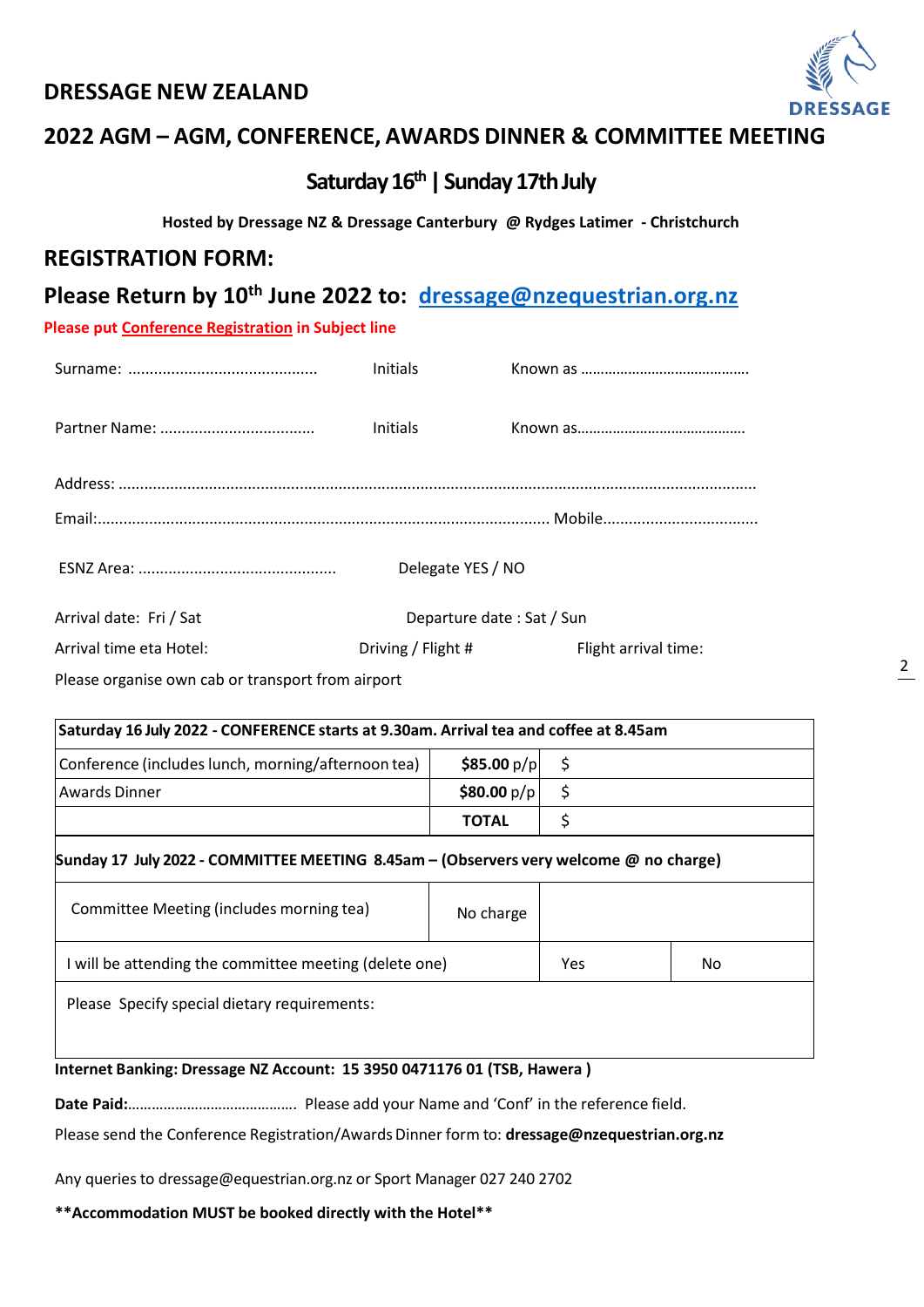## DRESSAGE NEW ZEALAND

## 2022 AGM – AGM, CONFERENCE, AWARDS DINNER & COMMITTEE MEETING

### Saturday 16th | Sunday 17th July

**Hosted by Dressage NZ & Dressage Canterbury @ Rydges Latimer - Christchurch**

## REGISTRATION FORM:

## Please Return by 10th June 2022 to: dressage@nzequestrian.org.nz

**Please put Conference Registration in Subject line**

Surname: ............................................ Initials Known as ..........................................

Partner Name: .................................... Initials Known as..........................................

Address: ..................................................................................................................................................

Email:........................................................................................................ Mobile....................................

ESNZ Area: ............................................. Delegate YES / NO

Arrival date: Fri / Sat Departure date : Sat / Sun

Arrival time eta Hotel: Driving / Flight # Flight arrival time:

Please organise own cab or transport from airport

| **Saturday 16 July 2022 - CONFERENCE starts at 9.30am. Arrival tea and coffee at 8.45am** | | |
|---|---|---|
| Conference (includes lunch, morning/afternoon tea) | **$85.00** p/p | $ |
| Awards Dinner | **$80.00** p/p | $ |
| | **TOTAL** | $ |

| **Sunday 17 July 2022 - COMMITTEE MEETING 8.45am – (Observers very welcome @ no charge)** | | |
|---|---|---|
| Committee Meeting (includes morning tea) | No charge | |
| I will be attending the committee meeting (delete one) | Yes | No |
| Please Specify special dietary requirements: | | |

**Internet Banking: Dressage NZ Account: 15 3950 0471176 01 (TSB, Hawera )**

**Date Paid:**.......................................... Please add your Name and 'Conf' in the reference field.

Please send the Conference Registration/Awards Dinner form to: **dressage@nzequestrian.org.nz**

Any queries to dressage@equestrian.org.nz or Sport Manager 027 240 2702

**\*\*Accommodation MUST be booked directly with the Hotel\*\***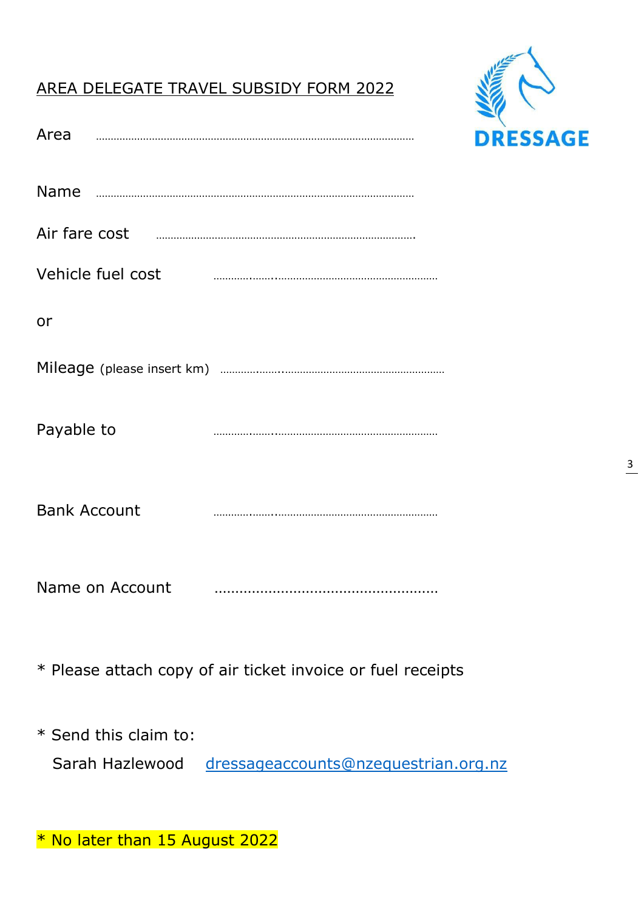# AREA DELEGATE TRAVEL SUBSIDY FORM 2022

DRESSAGE

Area ..............................................................................................................

Name ..............................................................................................................

Air fare cost ......................................................................................

Vehicle fuel cost ...........................................................................

or

Mileage (please insert km) ...........................................................................

Payable to ...........................................................................

Bank Account ...........................................................................

Name on Account ....................................................

* Please attach copy of air ticket invoice or fuel receipts

* Send this claim to:

Sarah Hazlewood [dressageaccounts@nzequestrian.org.nz](mailto:dressageaccounts@nzequestrian.org.nz)

* No later than 15 August 2022